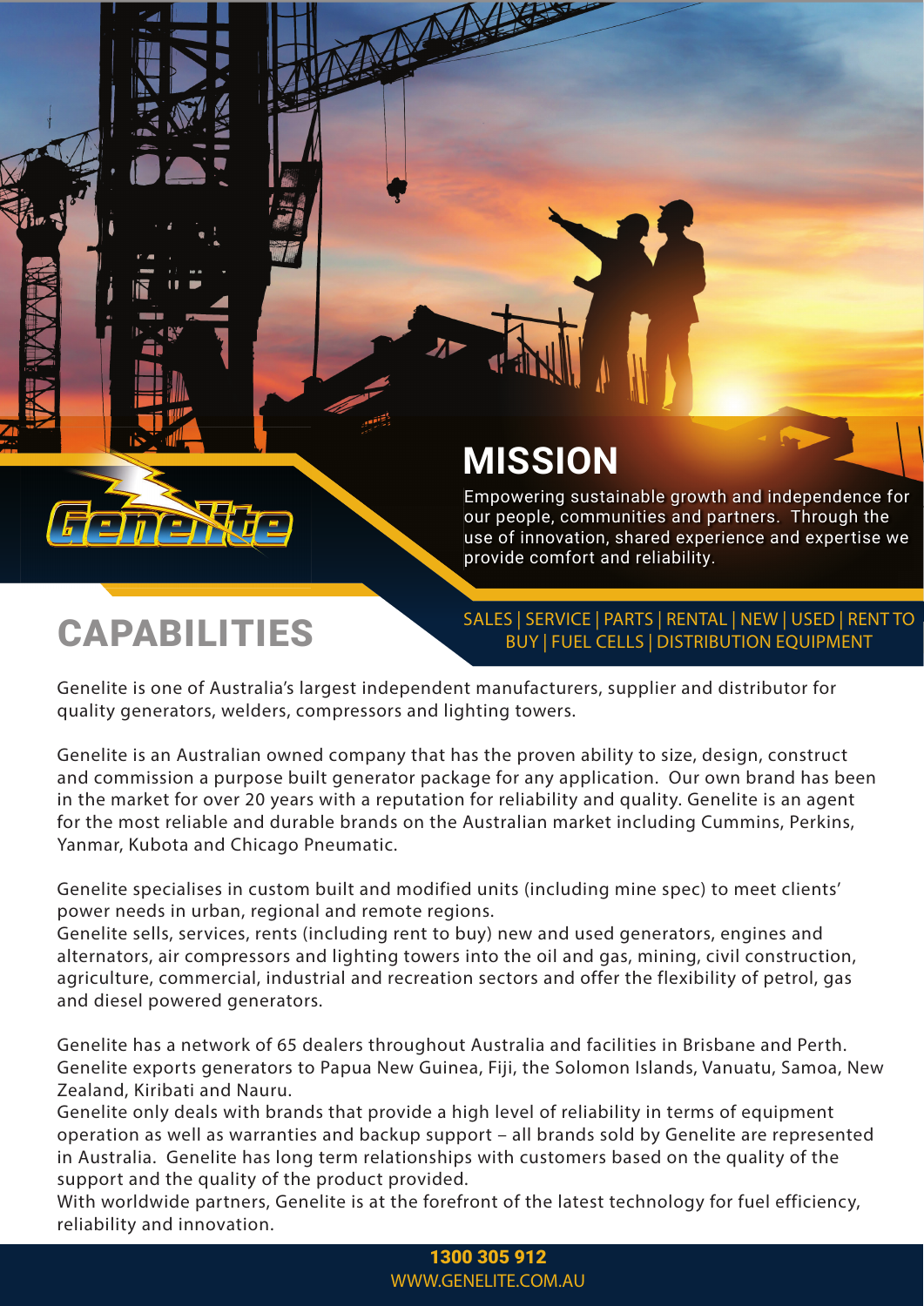## MISSION

Empowering sustainable growth and independence for our people, communities and partners. Through the use of innovation, shared experience and expertise we provide comfort and reliability.

SALES | SERVICE | PARTS | RENTAL | NEW | USED | RENT TO BUY | FUEL CELLS | DISTRIBUTION EQUIPMENT

# CAPABILITIES

Genelite is one of Australia's largest independent manufacturers, supplier and distributor for quality generators, welders, compressors and lighting towers.

Genelite is an Australian owned company that has the proven ability to size, design, construct and commission a purpose built generator package for any application. Our own brand has been in the market for over 20 years with a reputation for reliability and quality. Genelite is an agent for the most reliable and durable brands on the Australian market including Cummins, Perkins, Yanmar, Kubota and Chicago Pneumatic.

Genelite specialises in custom built and modified units (including mine spec) to meet clients' power needs in urban, regional and remote regions.
Genelite sells, services, rents (including rent to buy) new and used generators, engines and alternators, air compressors and lighting towers into the oil and gas, mining, civil construction, agriculture, commercial, industrial and recreation sectors and offer the flexibility of petrol, gas and diesel powered generators.

Genelite has a network of 65 dealers throughout Australia and facilities in Brisbane and Perth. Genelite exports generators to Papua New Guinea, Fiji, the Solomon Islands, Vanuatu, Samoa, New Zealand, Kiribati and Nauru.
Genelite only deals with brands that provide a high level of reliability in terms of equipment operation as well as warranties and backup support – all brands sold by Genelite are represented in Australia. Genelite has long term relationships with customers based on the quality of the support and the quality of the product provided.
With worldwide partners, Genelite is at the forefront of the latest technology for fuel efficiency, reliability and innovation.

**1300 305 912**
WWW.GENELITE.COM.AU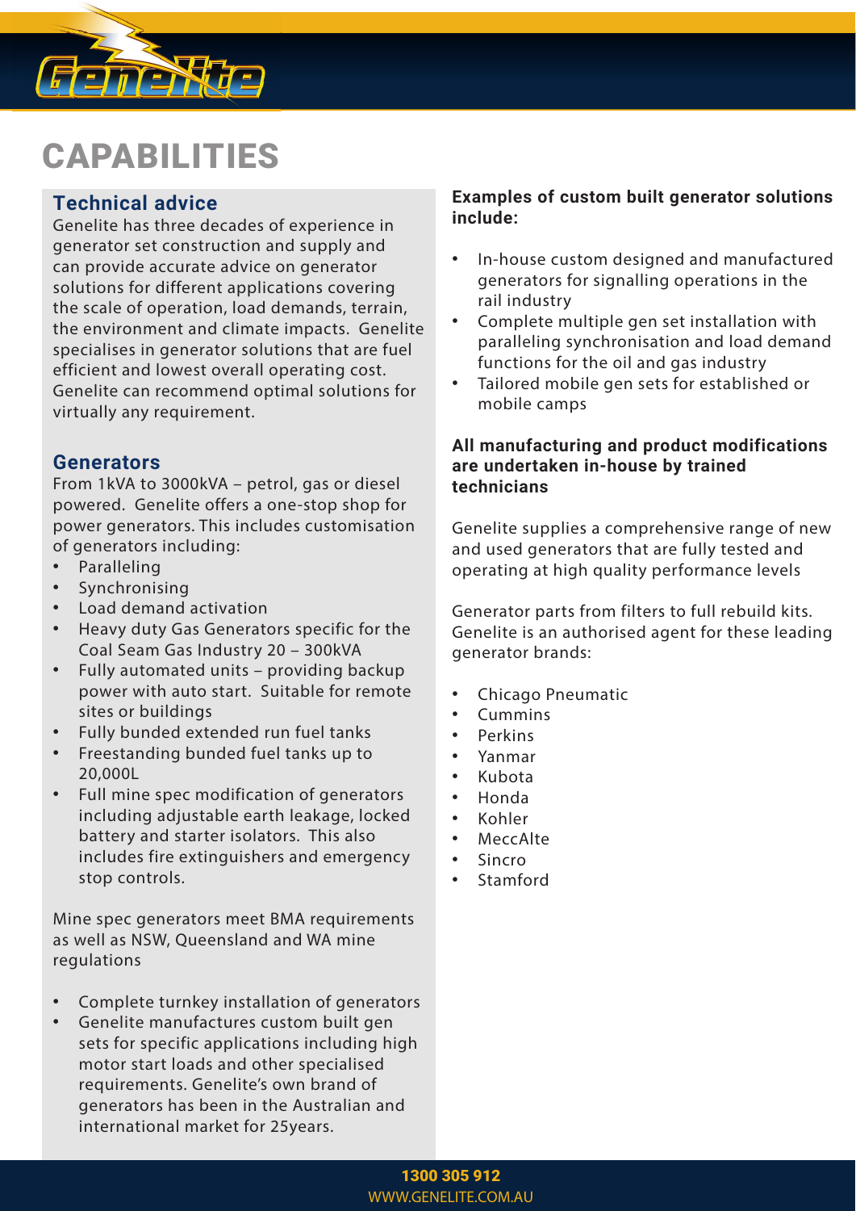# CAPABILITIES

## Technical advice

Genelite has three decades of experience in generator set construction and supply and can provide accurate advice on generator solutions for different applications covering the scale of operation, load demands, terrain, the environment and climate impacts. Genelite specialises in generator solutions that are fuel efficient and lowest overall operating cost. Genelite can recommend optimal solutions for virtually any requirement.

## Generators

From 1kVA to 3000kVA – petrol, gas or diesel powered. Genelite offers a one-stop shop for power generators. This includes customisation of generators including:

- Paralleling
- Synchronising
- Load demand activation
- Heavy duty Gas Generators specific for the Coal Seam Gas Industry 20 – 300kVA
- Fully automated units – providing backup power with auto start. Suitable for remote sites or buildings
- Fully bunded extended run fuel tanks
- Freestanding bunded fuel tanks up to 20,000L
- Full mine spec modification of generators including adjustable earth leakage, locked battery and starter isolators. This also includes fire extinguishers and emergency stop controls.

Mine spec generators meet BMA requirements as well as NSW, Queensland and WA mine regulations

- Complete turnkey installation of generators
- Genelite manufactures custom built gen sets for specific applications including high motor start loads and other specialised requirements. Genelite's own brand of generators has been in the Australian and international market for 25years.

**Examples of custom built generator solutions include:**

- In-house custom designed and manufactured generators for signalling operations in the rail industry
- Complete multiple gen set installation with paralleling synchronisation and load demand functions for the oil and gas industry
- Tailored mobile gen sets for established or mobile camps

**All manufacturing and product modifications are undertaken in-house by trained technicians**

Genelite supplies a comprehensive range of new and used generators that are fully tested and operating at high quality performance levels

Generator parts from filters to full rebuild kits. Genelite is an authorised agent for these leading generator brands:

- Chicago Pneumatic
- Cummins
- Perkins
- Yanmar
- Kubota
- Honda
- Kohler
- MeccAlte
- Sincro
- Stamford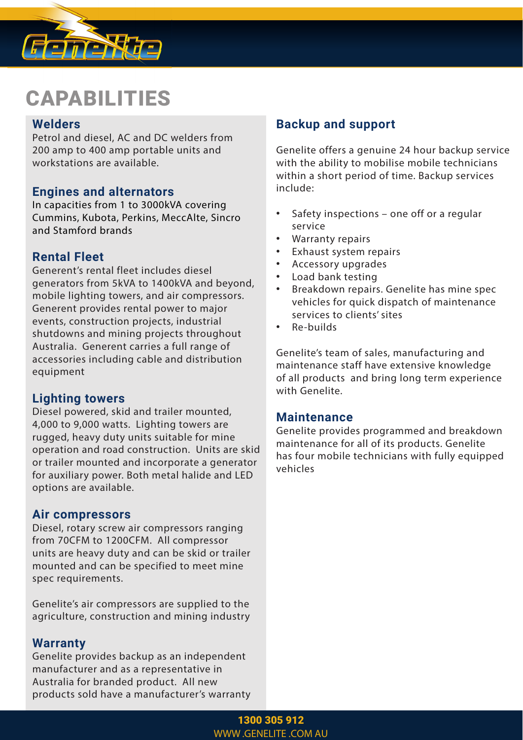# CAPABILITIES

## Welders

Petrol and diesel, AC and DC welders from 200 amp to 400 amp portable units and workstations are available.

## Engines and alternators

In capacities from 1 to 3000kVA covering Cummins, Kubota, Perkins, MeccAlte, Sincro and Stamford brands

## Rental Fleet

Generent's rental fleet includes diesel generators from 5kVA to 1400kVA and beyond, mobile lighting towers, and air compressors. Generent provides rental power to major events, construction projects, industrial shutdowns and mining projects throughout Australia. Generent carries a full range of accessories including cable and distribution equipment

## Lighting towers

Diesel powered, skid and trailer mounted, 4,000 to 9,000 watts. Lighting towers are rugged, heavy duty units suitable for mine operation and road construction. Units are skid or trailer mounted and incorporate a generator for auxiliary power. Both metal halide and LED options are available.

## Air compressors

Diesel, rotary screw air compressors ranging from 70CFM to 1200CFM. All compressor units are heavy duty and can be skid or trailer mounted and can be specified to meet mine spec requirements.

Genelite's air compressors are supplied to the agriculture, construction and mining industry

## Warranty

Genelite provides backup as an independent manufacturer and as a representative in Australia for branded product. All new products sold have a manufacturer's warranty

## Backup and support

Genelite offers a genuine 24 hour backup service with the ability to mobilise mobile technicians within a short period of time. Backup services include:

- Safety inspections – one off or a regular service
- Warranty repairs
- Exhaust system repairs
- Accessory upgrades
- Load bank testing
- Breakdown repairs. Genelite has mine spec vehicles for quick dispatch of maintenance services to clients' sites
- Re-builds

Genelite's team of sales, manufacturing and maintenance staff have extensive knowledge of all products and bring long term experience with Genelite.

## Maintenance

Genelite provides programmed and breakdown maintenance for all of its products. Genelite has four mobile technicians with fully equipped vehicles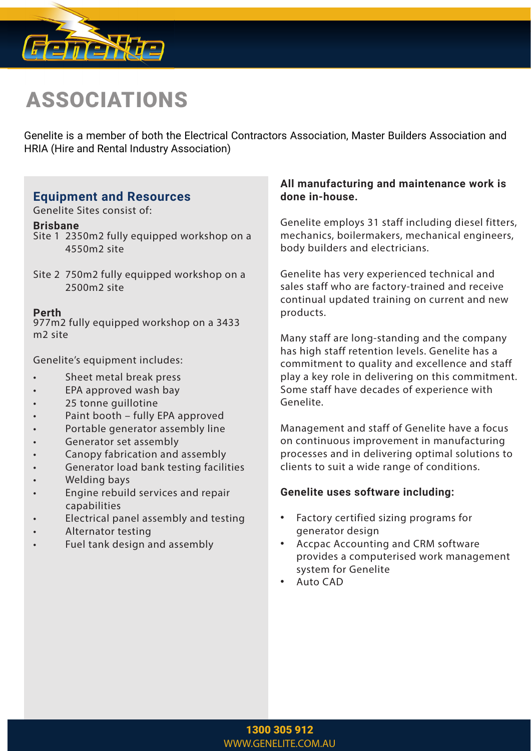# ASSOCIATIONS

Genelite is a member of both the Electrical Contractors Association, Master Builders Association and HRIA (Hire and Rental Industry Association)

## Equipment and Resources

Genelite Sites consist of:

**Brisbane**

Site 1 2350m2 fully equipped workshop on a 4550m2 site

Site 2 750m2 fully equipped workshop on a 2500m2 site

**Perth**

977m2 fully equipped workshop on a 3433 m2 site

Genelite's equipment includes:

- Sheet metal break press
- EPA approved wash bay
- 25 tonne guillotine
- Paint booth – fully EPA approved
- Portable generator assembly line
- Generator set assembly
- Canopy fabrication and assembly
- Generator load bank testing facilities
- Welding bays
- Engine rebuild services and repair capabilities
- Electrical panel assembly and testing
- Alternator testing
- Fuel tank design and assembly

**All manufacturing and maintenance work is done in-house.**

Genelite employs 31 staff including diesel fitters, mechanics, boilermakers, mechanical engineers, body builders and electricians.

Genelite has very experienced technical and sales staff who are factory-trained and receive continual updated training on current and new products.

Many staff are long-standing and the company has high staff retention levels. Genelite has a commitment to quality and excellence and staff play a key role in delivering on this commitment. Some staff have decades of experience with Genelite.

Management and staff of Genelite have a focus on continuous improvement in manufacturing processes and in delivering optimal solutions to clients to suit a wide range of conditions.

**Genelite uses software including:**

- Factory certified sizing programs for generator design
- Accpac Accounting and CRM software provides a computerised work management system for Genelite
- Auto CAD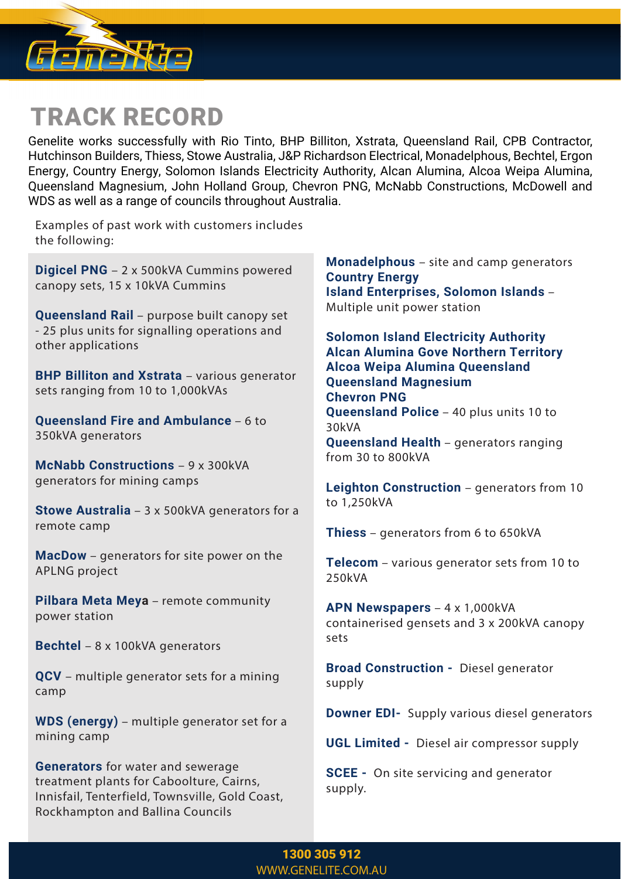# TRACK RECORD

Genelite works successfully with Rio Tinto, BHP Billiton, Xstrata, Queensland Rail, CPB Contractor, Hutchinson Builders, Thiess, Stowe Australia, J&P Richardson Electrical, Monadelphous, Bechtel, Ergon Energy, Country Energy, Solomon Islands Electricity Authority, Alcan Alumina, Alcoa Weipa Alumina, Queensland Magnesium, John Holland Group, Chevron PNG, McNabb Constructions, McDowell and WDS as well as a range of councils throughout Australia.

Examples of past work with customers includes the following:

**Digicel PNG** – 2 x 500kVA Cummins powered canopy sets, 15 x 10kVA Cummins

**Queensland Rail** – purpose built canopy set - 25 plus units for signalling operations and other applications

**BHP Billiton and Xstrata** – various generator sets ranging from 10 to 1,000kVAs

**Queensland Fire and Ambulance** – 6 to 350kVA generators

**McNabb Constructions** – 9 x 300kVA generators for mining camps

**Stowe Australia** – 3 x 500kVA generators for a remote camp

**MacDow** – generators for site power on the APLNG project

**Pilbara Meta Meya** – remote community power station

**Bechtel** – 8 x 100kVA generators

**QCV** – multiple generator sets for a mining camp

**WDS (energy)** – multiple generator set for a mining camp

**Generators** for water and sewerage treatment plants for Caboolture, Cairns, Innisfail, Tenterfield, Townsville, Gold Coast, Rockhampton and Ballina Councils

**Monadelphous** – site and camp generators
**Country Energy**
**Island Enterprises, Solomon Islands** – Multiple unit power station

**Solomon Island Electricity Authority**
**Alcan Alumina Gove Northern Territory**
**Alcoa Weipa Alumina Queensland**
**Queensland Magnesium**
**Chevron PNG**
**Queensland Police** – 40 plus units 10 to 30kVA
**Queensland Health** – generators ranging from 30 to 800kVA

**Leighton Construction** – generators from 10 to 1,250kVA

**Thiess** – generators from 6 to 650kVA

**Telecom** – various generator sets from 10 to 250kVA

**APN Newspapers** – 4 x 1,000kVA containerised gensets and 3 x 200kVA canopy sets

**Broad Construction -** Diesel generator supply

**Downer EDI-** Supply various diesel generators

**UGL Limited -** Diesel air compressor supply

**SCEE -** On site servicing and generator supply.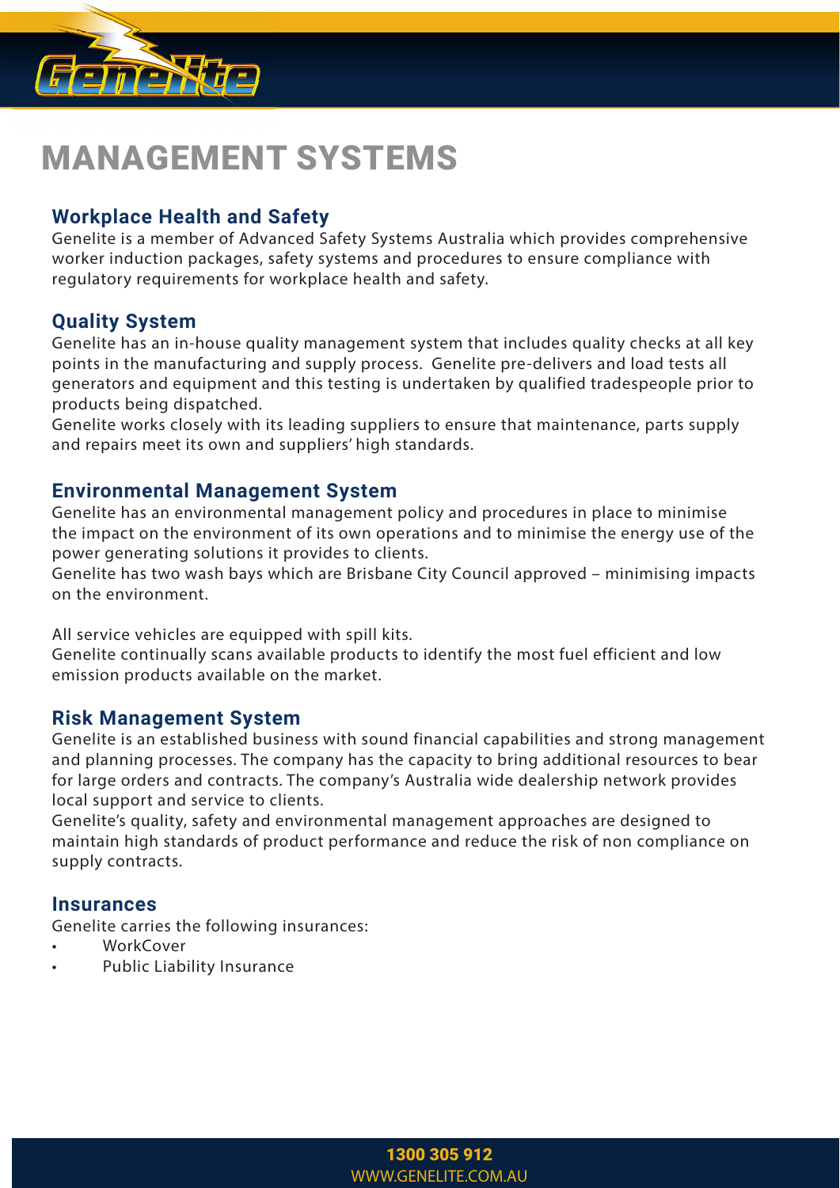# MANAGEMENT SYSTEMS

## Workplace Health and Safety

Genelite is a member of Advanced Safety Systems Australia which provides comprehensive worker induction packages, safety systems and procedures to ensure compliance with regulatory requirements for workplace health and safety.

## Quality System

Genelite has an in-house quality management system that includes quality checks at all key points in the manufacturing and supply process. Genelite pre-delivers and load tests all generators and equipment and this testing is undertaken by qualified tradespeople prior to products being dispatched.

Genelite works closely with its leading suppliers to ensure that maintenance, parts supply and repairs meet its own and suppliers' high standards.

## Environmental Management System

Genelite has an environmental management policy and procedures in place to minimise the impact on the environment of its own operations and to minimise the energy use of the power generating solutions it provides to clients.

Genelite has two wash bays which are Brisbane City Council approved – minimising impacts on the environment.

All service vehicles are equipped with spill kits.

Genelite continually scans available products to identify the most fuel efficient and low emission products available on the market.

## Risk Management System

Genelite is an established business with sound financial capabilities and strong management and planning processes. The company has the capacity to bring additional resources to bear for large orders and contracts. The company's Australia wide dealership network provides local support and service to clients.

Genelite's quality, safety and environmental management approaches are designed to maintain high standards of product performance and reduce the risk of non compliance on supply contracts.

## Insurances

Genelite carries the following insurances:

- WorkCover
- Public Liability Insurance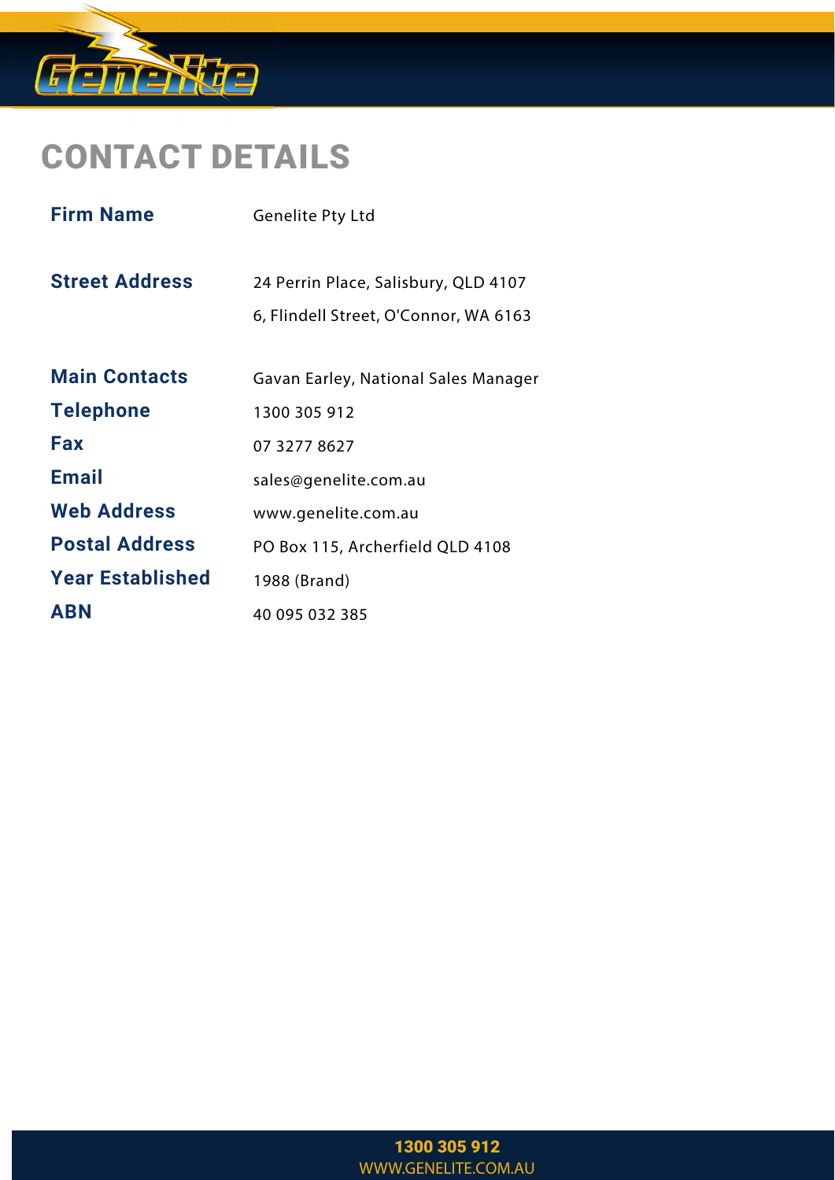# CONTACT DETAILS

| | |
|---|---|
| **Firm Name** | Genelite Pty Ltd |
| **Street Address** | 24 Perrin Place, Salisbury, QLD 4107<br>6, Flindell Street, O'Connor, WA 6163 |
| **Main Contacts** | Gavan Earley, National Sales Manager |
| **Telephone** | 1300 305 912 |
| **Fax** | 07 3277 8627 |
| **Email** | sales@genelite.com.au |
| **Web Address** | www.genelite.com.au |
| **Postal Address** | PO Box 115, Archerfield QLD 4108 |
| **Year Established** | 1988 (Brand) |
| **ABN** | 40 095 032 385 |